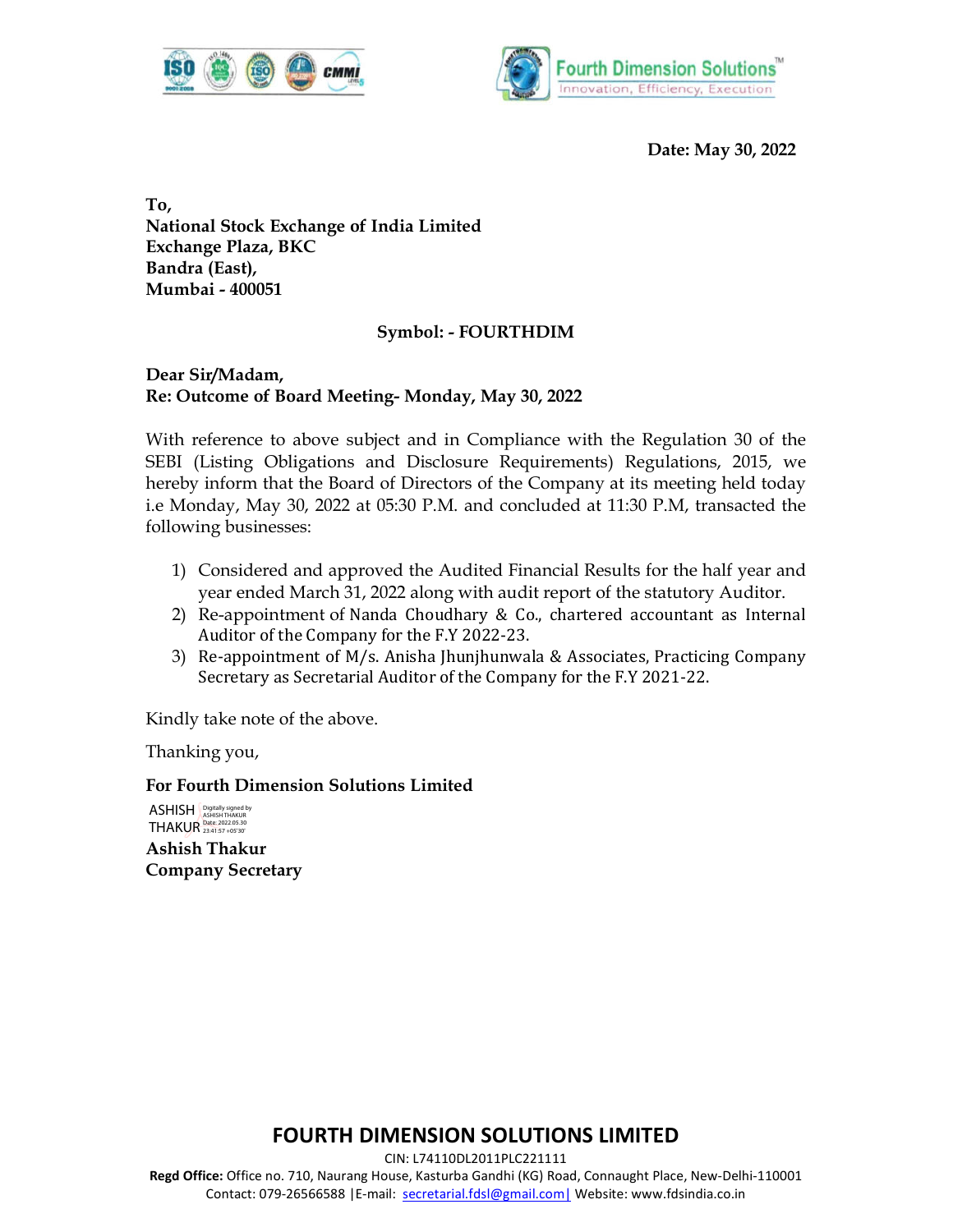Fourth Dimension Solutions™
Innovation, Efficiency, Execution

**Date: May 30, 2022**

**To,**
**National Stock Exchange of India Limited**
**Exchange Plaza, BKC**
**Bandra (East),**
**Mumbai - 400051**

**Symbol: - FOURTHDIM**

**Dear Sir/Madam,**
**Re: Outcome of Board Meeting- Monday, May 30, 2022**

With reference to above subject and in Compliance with the Regulation 30 of the SEBI (Listing Obligations and Disclosure Requirements) Regulations, 2015, we hereby inform that the Board of Directors of the Company at its meeting held today i.e Monday, May 30, 2022 at 05:30 P.M. and concluded at 11:30 P.M, transacted the following businesses:

1) Considered and approved the Audited Financial Results for the half year and year ended March 31, 2022 along with audit report of the statutory Auditor.
2) Re-appointment of Nanda Choudhary & Co., chartered accountant as Internal Auditor of the Company for the F.Y 2022-23.
3) Re-appointment of M/s. Anisha Jhunjhunwala & Associates, Practicing Company Secretary as Secretarial Auditor of the Company for the F.Y 2021-22.

Kindly take note of the above.

Thanking you,

**For Fourth Dimension Solutions Limited**

ASHISH THAKUR Digitally signed by ASHISH THAKUR Date: 2022.05.30 23:41:57 +05'30'

**Ashish Thakur**
**Company Secretary**

**FOURTH DIMENSION SOLUTIONS LIMITED**
CIN: L74110DL2011PLC221111
**Regd Office:** Office no. 710, Naurang House, Kasturba Gandhi (KG) Road, Connaught Place, New-Delhi-110001
Contact: 079-26566588 |E-mail: secretarial.fdsl@gmail.com| Website: www.fdsindia.co.in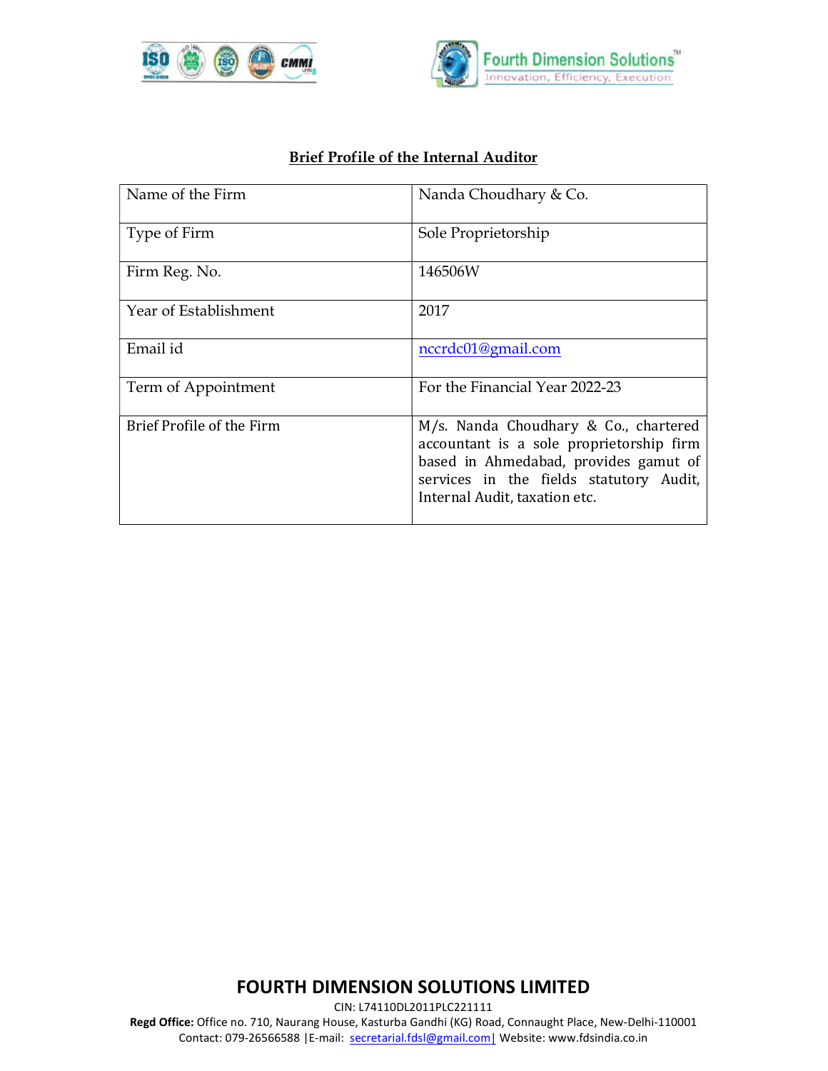## Brief Profile of the Internal Auditor

| | |
|---|---|
| Name of the Firm | Nanda Choudhary & Co. |
| Type of Firm | Sole Proprietorship |
| Firm Reg. No. | 146506W |
| Year of Establishment | 2017 |
| Email id | nccrdc01@gmail.com |
| Term of Appointment | For the Financial Year 2022-23 |
| Brief Profile of the Firm | M/s. Nanda Choudhary & Co., chartered accountant is a sole proprietorship firm based in Ahmedabad, provides gamut of services in the fields statutory Audit, Internal Audit, taxation etc. |

**FOURTH DIMENSION SOLUTIONS LIMITED**

CIN: L74110DL2011PLC221111

**Regd Office:** Office no. 710, Naurang House, Kasturba Gandhi (KG) Road, Connaught Place, New-Delhi-110001

Contact: 079-26566588 |E-mail: secretarial.fdsl@gmail.com| Website: www.fdsindia.co.in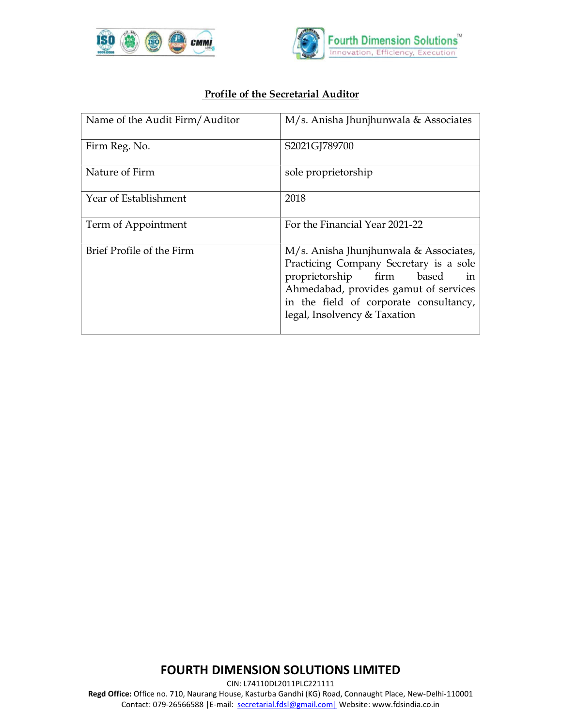## Profile of the Secretarial Auditor

| Name of the Audit Firm/Auditor | M/s. Anisha Jhunjhunwala & Associates |
|---|---|
| Firm Reg. No. | S2021GJ789700 |
| Nature of Firm | sole proprietorship |
| Year of Establishment | 2018 |
| Term of Appointment | For the Financial Year 2021-22 |
| Brief Profile of the Firm | M/s. Anisha Jhunjhunwala & Associates, Practicing Company Secretary is a sole proprietorship firm based in Ahmedabad, provides gamut of services in the field of corporate consultancy, legal, Insolvency & Taxation |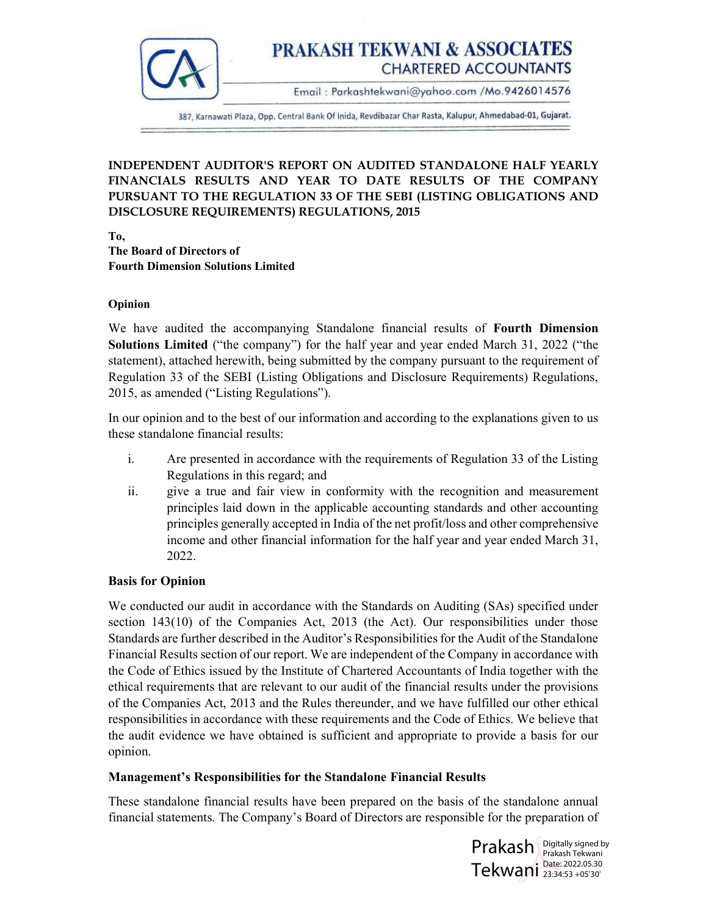# PRAKASH TEKWANI & ASSOCIATES
## CHARTERED ACCOUNTANTS

Email : Parkashtekwani@yahoo.com /Mo.9426014576

387, Karnawati Plaza, Opp. Central Bank Of Inida, Revdibazar Char Rasta, Kalupur, Ahmedabad-01, Gujarat.

**INDEPENDENT AUDITOR'S REPORT ON AUDITED STANDALONE HALF YEARLY FINANCIALS RESULTS AND YEAR TO DATE RESULTS OF THE COMPANY PURSUANT TO THE REGULATION 33 OF THE SEBI (LISTING OBLIGATIONS AND DISCLOSURE REQUIREMENTS) REGULATIONS, 2015**

**To,**
**The Board of Directors of**
**Fourth Dimension Solutions Limited**

**Opinion**

We have audited the accompanying Standalone financial results of **Fourth Dimension Solutions Limited** ("the company") for the half year and year ended March 31, 2022 ("the statement), attached herewith, being submitted by the company pursuant to the requirement of Regulation 33 of the SEBI (Listing Obligations and Disclosure Requirements) Regulations, 2015, as amended ("Listing Regulations").

In our opinion and to the best of our information and according to the explanations given to us these standalone financial results:

i. Are presented in accordance with the requirements of Regulation 33 of the Listing Regulations in this regard; and
ii. give a true and fair view in conformity with the recognition and measurement principles laid down in the applicable accounting standards and other accounting principles generally accepted in India of the net profit/loss and other comprehensive income and other financial information for the half year and year ended March 31, 2022.

**Basis for Opinion**

We conducted our audit in accordance with the Standards on Auditing (SAs) specified under section 143(10) of the Companies Act, 2013 (the Act). Our responsibilities under those Standards are further described in the Auditor's Responsibilities for the Audit of the Standalone Financial Results section of our report. We are independent of the Company in accordance with the Code of Ethics issued by the Institute of Chartered Accountants of India together with the ethical requirements that are relevant to our audit of the financial results under the provisions of the Companies Act, 2013 and the Rules thereunder, and we have fulfilled our other ethical responsibilities in accordance with these requirements and the Code of Ethics. We believe that the audit evidence we have obtained is sufficient and appropriate to provide a basis for our opinion.

**Management's Responsibilities for the Standalone Financial Results**

These standalone financial results have been prepared on the basis of the standalone annual financial statements. The Company's Board of Directors are responsible for the preparation of

Prakash Tekwani — Digitally signed by Prakash Tekwani Date: 2022.05.30 23:34:53 +05'30'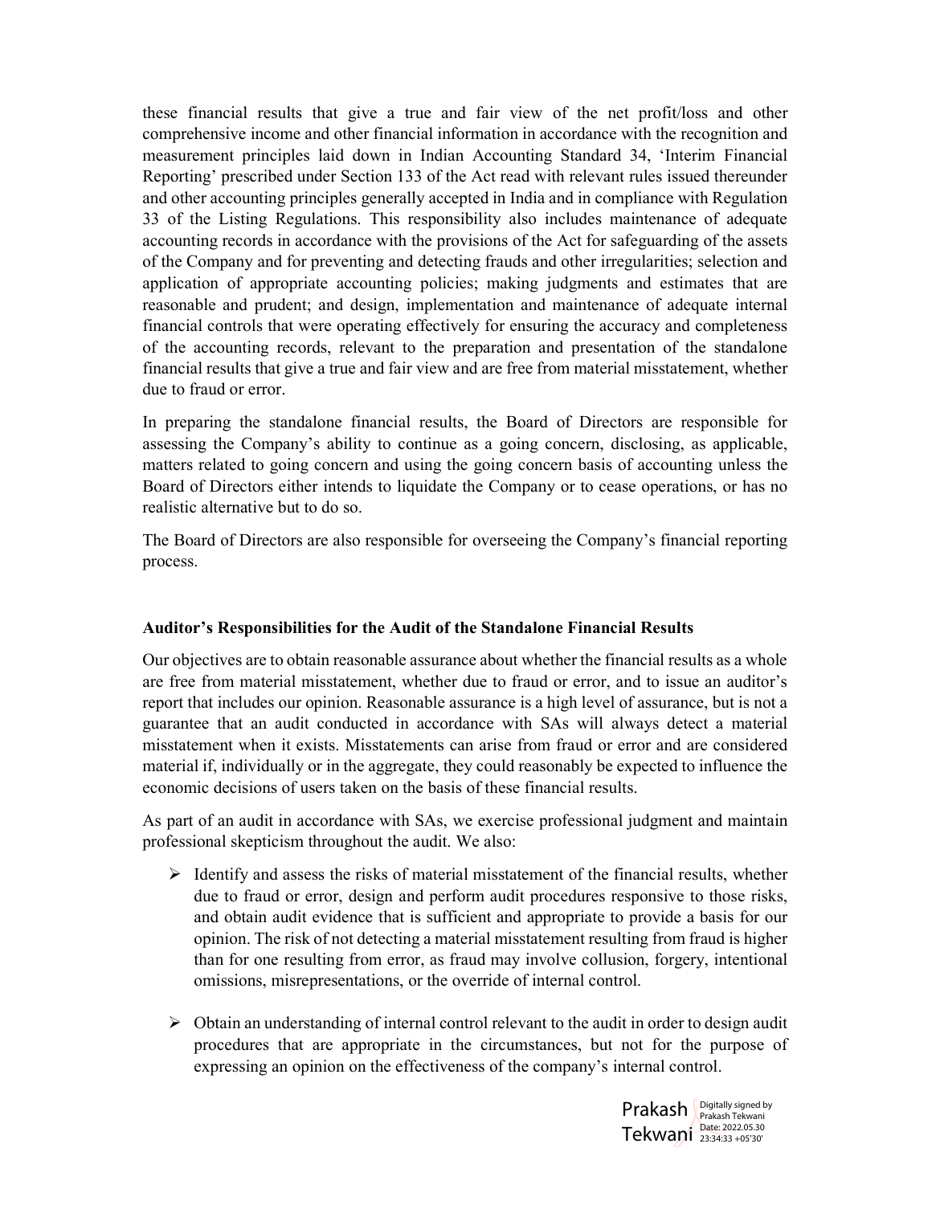these financial results that give a true and fair view of the net profit/loss and other comprehensive income and other financial information in accordance with the recognition and measurement principles laid down in Indian Accounting Standard 34, 'Interim Financial Reporting' prescribed under Section 133 of the Act read with relevant rules issued thereunder and other accounting principles generally accepted in India and in compliance with Regulation 33 of the Listing Regulations. This responsibility also includes maintenance of adequate accounting records in accordance with the provisions of the Act for safeguarding of the assets of the Company and for preventing and detecting frauds and other irregularities; selection and application of appropriate accounting policies; making judgments and estimates that are reasonable and prudent; and design, implementation and maintenance of adequate internal financial controls that were operating effectively for ensuring the accuracy and completeness of the accounting records, relevant to the preparation and presentation of the standalone financial results that give a true and fair view and are free from material misstatement, whether due to fraud or error.

In preparing the standalone financial results, the Board of Directors are responsible for assessing the Company's ability to continue as a going concern, disclosing, as applicable, matters related to going concern and using the going concern basis of accounting unless the Board of Directors either intends to liquidate the Company or to cease operations, or has no realistic alternative but to do so.

The Board of Directors are also responsible for overseeing the Company's financial reporting process.

**Auditor's Responsibilities for the Audit of the Standalone Financial Results**

Our objectives are to obtain reasonable assurance about whether the financial results as a whole are free from material misstatement, whether due to fraud or error, and to issue an auditor's report that includes our opinion. Reasonable assurance is a high level of assurance, but is not a guarantee that an audit conducted in accordance with SAs will always detect a material misstatement when it exists. Misstatements can arise from fraud or error and are considered material if, individually or in the aggregate, they could reasonably be expected to influence the economic decisions of users taken on the basis of these financial results.

As part of an audit in accordance with SAs, we exercise professional judgment and maintain professional skepticism throughout the audit. We also:

- Identify and assess the risks of material misstatement of the financial results, whether due to fraud or error, design and perform audit procedures responsive to those risks, and obtain audit evidence that is sufficient and appropriate to provide a basis for our opinion. The risk of not detecting a material misstatement resulting from fraud is higher than for one resulting from error, as fraud may involve collusion, forgery, intentional omissions, misrepresentations, or the override of internal control.

- Obtain an understanding of internal control relevant to the audit in order to design audit procedures that are appropriate in the circumstances, but not for the purpose of expressing an opinion on the effectiveness of the company's internal control.

Prakash Tekwani — Digitally signed by Prakash Tekwani Date: 2022.05.30 23:34:33 +05'30'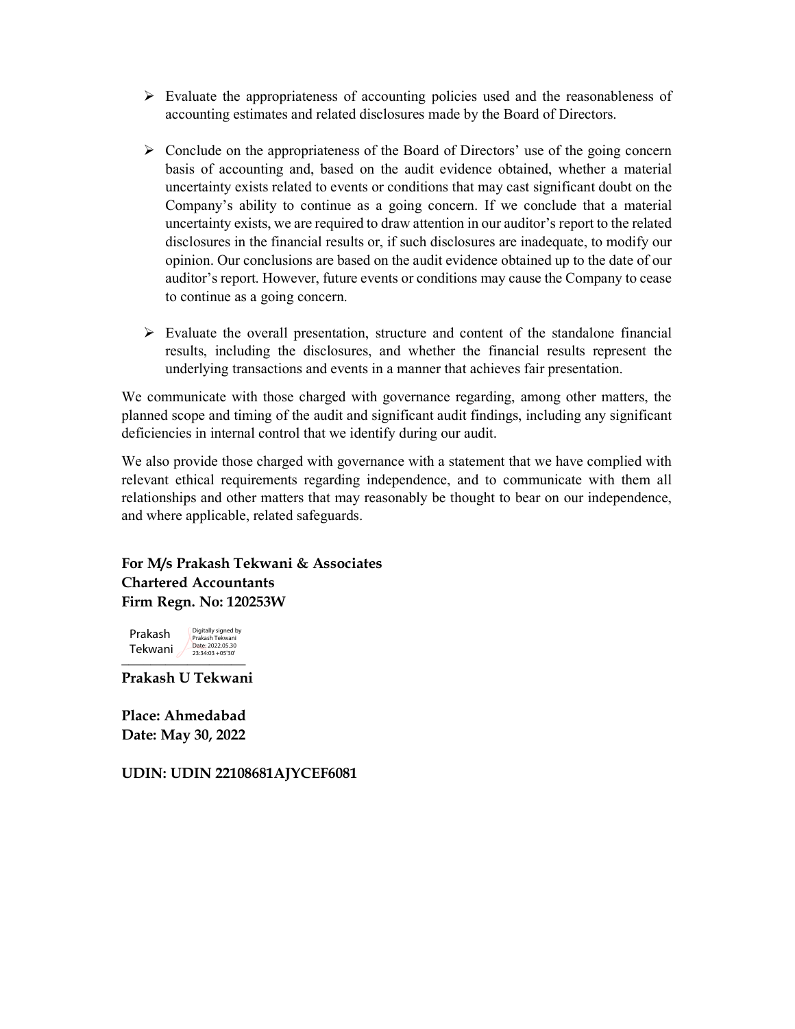- Evaluate the appropriateness of accounting policies used and the reasonableness of accounting estimates and related disclosures made by the Board of Directors.

- Conclude on the appropriateness of the Board of Directors' use of the going concern basis of accounting and, based on the audit evidence obtained, whether a material uncertainty exists related to events or conditions that may cast significant doubt on the Company's ability to continue as a going concern. If we conclude that a material uncertainty exists, we are required to draw attention in our auditor's report to the related disclosures in the financial results or, if such disclosures are inadequate, to modify our opinion. Our conclusions are based on the audit evidence obtained up to the date of our auditor's report. However, future events or conditions may cause the Company to cease to continue as a going concern.

- Evaluate the overall presentation, structure and content of the standalone financial results, including the disclosures, and whether the financial results represent the underlying transactions and events in a manner that achieves fair presentation.

We communicate with those charged with governance regarding, among other matters, the planned scope and timing of the audit and significant audit findings, including any significant deficiencies in internal control that we identify during our audit.

We also provide those charged with governance with a statement that we have complied with relevant ethical requirements regarding independence, and to communicate with them all relationships and other matters that may reasonably be thought to bear on our independence, and where applicable, related safeguards.

**For M/s Prakash Tekwani & Associates**
**Chartered Accountants**
**Firm Regn. No: 120253W**

Prakash Tekwani — Digitally signed by Prakash Tekwani Date: 2022.05.30 23:34:03 +05'30'

**Prakash U Tekwani**

**Place: Ahmedabad**
**Date: May 30, 2022**

**UDIN: UDIN 22108681AJYCEF6081**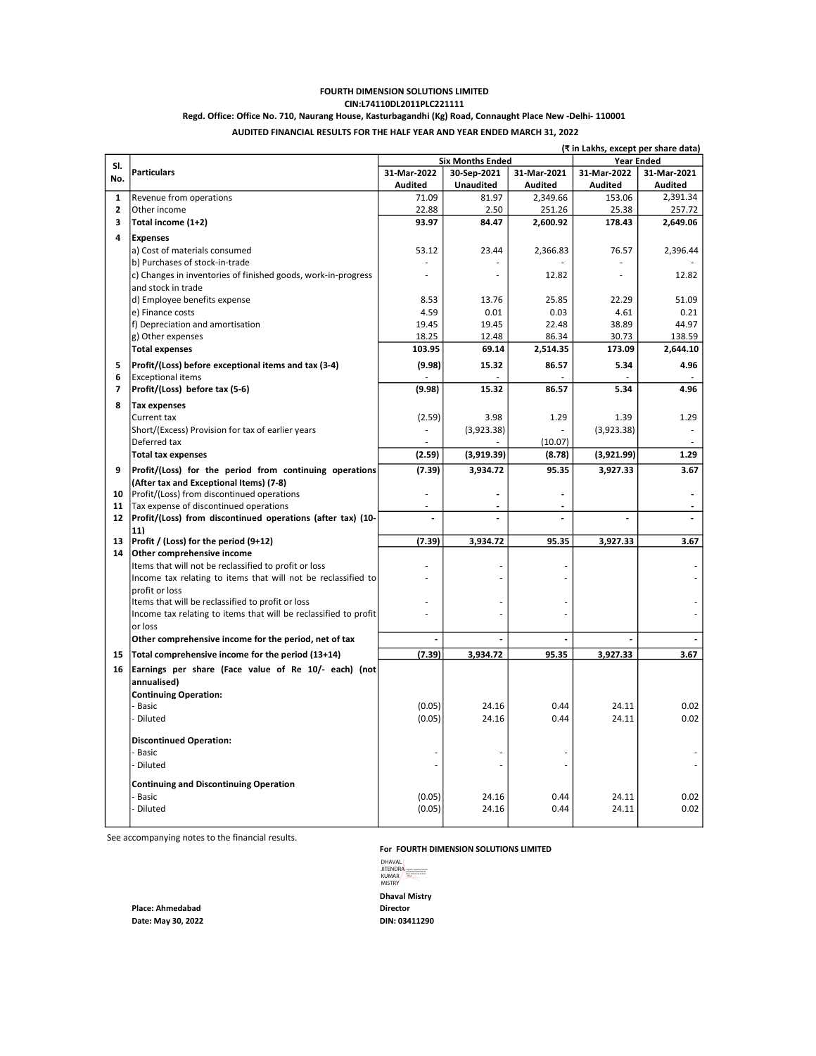**FOURTH DIMENSION SOLUTIONS LIMITED**

**CIN:L74110DL2011PLC221111**

**Regd. Office: Office No. 710, Naurang House, Kasturbagandhi (Kg) Road, Connaught Place New -Delhi- 110001**

**AUDITED FINANCIAL RESULTS FOR THE HALF YEAR AND YEAR ENDED MARCH 31, 2022**

(₹ in Lakhs, except per share data)

| Sl. No. | Particulars | Six Months Ended | | | Year Ended | |
|---|---|---|---|---|---|---|
| | | 31-Mar-2022 | 30-Sep-2021 | 31-Mar-2021 | 31-Mar-2022 | 31-Mar-2021 |
| | | Audited | Unaudited | Audited | Audited | Audited |
| 1 | Revenue from operations | 71.09 | 81.97 | 2,349.66 | 153.06 | 2,391.34 |
| 2 | Other income | 22.88 | 2.50 | 251.26 | 25.38 | 257.72 |
| 3 | **Total income (1+2)** | **93.97** | **84.47** | **2,600.92** | **178.43** | **2,649.06** |
| 4 | **Expenses** | | | | | |
| | a) Cost of materials consumed | 53.12 | 23.44 | 2,366.83 | 76.57 | 2,396.44 |
| | b) Purchases of stock-in-trade | - | - | - | - | - |
| | c) Changes in inventories of finished goods, work-in-progress and stock in trade | - | - | 12.82 | - | 12.82 |
| | d) Employee benefits expense | 8.53 | 13.76 | 25.85 | 22.29 | 51.09 |
| | e) Finance costs | 4.59 | 0.01 | 0.03 | 4.61 | 0.21 |
| | f) Depreciation and amortisation | 19.45 | 19.45 | 22.48 | 38.89 | 44.97 |
| | g) Other expenses | 18.25 | 12.48 | 86.34 | 30.73 | 138.59 |
| | **Total expenses** | **103.95** | **69.14** | **2,514.35** | **173.09** | **2,644.10** |
| 5 | **Profit/(Loss) before exceptional items and tax (3-4)** | **(9.98)** | **15.32** | **86.57** | **5.34** | **4.96** |
| 6 | Exceptional items | - | - | - | - | - |
| 7 | **Profit/(Loss) before tax (5-6)** | **(9.98)** | **15.32** | **86.57** | **5.34** | **4.96** |
| 8 | **Tax expenses** | | | | | |
| | Current tax | (2.59) | 3.98 | 1.29 | 1.39 | 1.29 |
| | Short/(Excess) Provision for tax of earlier years | - | (3,923.38) | - | (3,923.38) | - |
| | Deferred tax | - | - | (10.07) | | - |
| | **Total tax expenses** | **(2.59)** | **(3,919.39)** | **(8.78)** | **(3,921.99)** | **1.29** |
| 9 | **Profit/(Loss) for the period from continuing operations (After tax and Exceptional Items) (7-8)** | **(7.39)** | **3,934.72** | **95.35** | **3,927.33** | **3.67** |
| 10 | Profit/(Loss) from discontinued operations | - | - | - | | - |
| 11 | Tax expense of discontinued operations | - | - | - | | - |
| 12 | **Profit/(Loss) from discontinued operations (after tax) (10-11)** | - | - | - | - | - |
| 13 | **Profit / (Loss) for the period (9+12)** | **(7.39)** | **3,934.72** | **95.35** | **3,927.33** | **3.67** |
| 14 | **Other comprehensive income** | | | | | |
| | Items that will not be reclassified to profit or loss | - | - | - | | - |
| | Income tax relating to items that will not be reclassified to profit or loss | - | - | - | | - |
| | Items that will be reclassified to profit or loss | - | - | - | | - |
| | Income tax relating to items that will be reclassified to profit or loss | - | - | - | | - |
| | **Other comprehensive income for the period, net of tax** | - | - | - | - | - |
| 15 | **Total comprehensive income for the period (13+14)** | **(7.39)** | **3,934.72** | **95.35** | **3,927.33** | **3.67** |
| 16 | **Earnings per share (Face value of Re 10/- each) (not annualised)** | | | | | |
| | **Continuing Operation:** | | | | | |
| | - Basic | (0.05) | 24.16 | 0.44 | 24.11 | 0.02 |
| | - Diluted | (0.05) | 24.16 | 0.44 | 24.11 | 0.02 |
| | **Discontinued Operation:** | | | | | |
| | - Basic | - | - | - | | - |
| | - Diluted | - | - | - | | - |
| | **Continuing and Discontinuing Operation** | | | | | |
| | - Basic | (0.05) | 24.16 | 0.44 | 24.11 | 0.02 |
| | - Diluted | (0.05) | 24.16 | 0.44 | 24.11 | 0.02 |

See accompanying notes to the financial results.

**For FOURTH DIMENSION SOLUTIONS LIMITED**

DHAVAL JITENDRA KUMAR MISTRY

**Dhaval Mistry**
**Director**
**DIN: 03411290**

**Place: Ahmedabad**
**Date: May 30, 2022**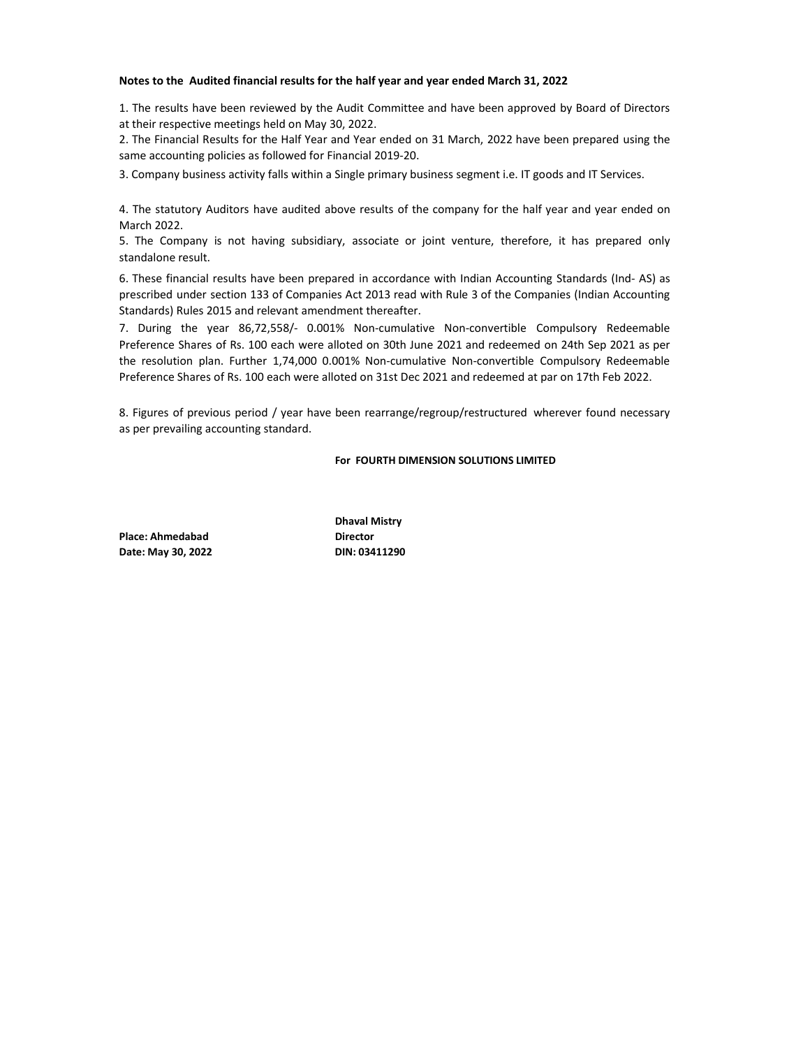**Notes to the Audited financial results for the half year and year ended March 31, 2022**

1. The results have been reviewed by the Audit Committee and have been approved by Board of Directors at their respective meetings held on May 30, 2022.
2. The Financial Results for the Half Year and Year ended on 31 March, 2022 have been prepared using the same accounting policies as followed for Financial 2019-20.
3. Company business activity falls within a Single primary business segment i.e. IT goods and IT Services.
4. The statutory Auditors have audited above results of the company for the half year and year ended on March 2022.
5. The Company is not having subsidiary, associate or joint venture, therefore, it has prepared only standalone result.
6. These financial results have been prepared in accordance with Indian Accounting Standards (Ind- AS) as prescribed under section 133 of Companies Act 2013 read with Rule 3 of the Companies (Indian Accounting Standards) Rules 2015 and relevant amendment thereafter.
7. During the year 86,72,558/- 0.001% Non-cumulative Non-convertible Compulsory Redeemable Preference Shares of Rs. 100 each were alloted on 30th June 2021 and redeemed on 24th Sep 2021 as per the resolution plan. Further 1,74,000 0.001% Non-cumulative Non-convertible Compulsory Redeemable Preference Shares of Rs. 100 each were alloted on 31st Dec 2021 and redeemed at par on 17th Feb 2022.
8. Figures of previous period / year have been rearrange/regroup/restructured wherever found necessary as per prevailing accounting standard.

**For FOURTH DIMENSION SOLUTIONS LIMITED**

**Dhaval Mistry**
**Director**
**DIN: 03411290**

**Place: Ahmedabad**
**Date: May 30, 2022**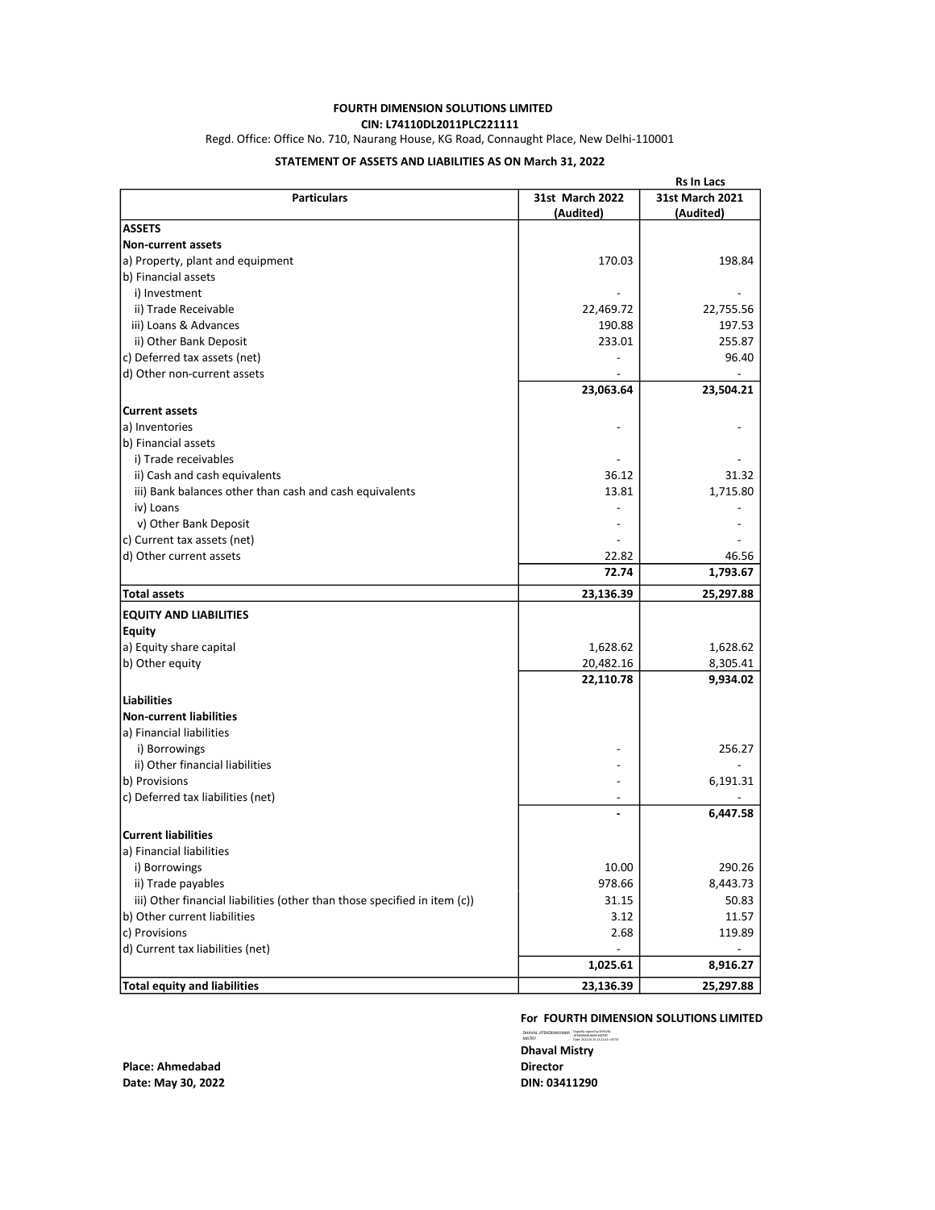**FOURTH DIMENSION SOLUTIONS LIMITED**

**CIN: L74110DL2011PLC221111**

Regd. Office: Office No. 710, Naurang House, KG Road, Connaught Place, New Delhi-110001

**STATEMENT OF ASSETS AND LIABILITIES AS ON March 31, 2022**

**Rs In Lacs**

| Particulars | 31st March 2022 (Audited) | 31st March 2021 (Audited) |
|---|---|---|
| **ASSETS** | | |
| **Non-current assets** | | |
| a) Property, plant and equipment | 170.03 | 198.84 |
| b) Financial assets | | |
| i) Investment | - | - |
| ii) Trade Receivable | 22,469.72 | 22,755.56 |
| iii) Loans & Advances | 190.88 | 197.53 |
| ii) Other Bank Deposit | 233.01 | 255.87 |
| c) Deferred tax assets (net) | - | 96.40 |
| d) Other non-current assets | - | - |
| | **23,063.64** | **23,504.21** |
| **Current assets** | | |
| a) Inventories | - | - |
| b) Financial assets | | |
| i) Trade receivables | - | - |
| ii) Cash and cash equivalents | 36.12 | 31.32 |
| iii) Bank balances other than cash and cash equivalents | 13.81 | 1,715.80 |
| iv) Loans | - | - |
| v) Other Bank Deposit | - | - |
| c) Current tax assets (net) | - | - |
| d) Other current assets | 22.82 | 46.56 |
| | **72.74** | **1,793.67** |
| **Total assets** | **23,136.39** | **25,297.88** |
| **EQUITY AND LIABILITIES** | | |
| **Equity** | | |
| a) Equity share capital | 1,628.62 | 1,628.62 |
| b) Other equity | 20,482.16 | 8,305.41 |
| | **22,110.78** | **9,934.02** |
| **Liabilities** | | |
| **Non-current liabilities** | | |
| a) Financial liabilities | | |
| i) Borrowings | - | 256.27 |
| ii) Other financial liabilities | - | - |
| b) Provisions | - | 6,191.31 |
| c) Deferred tax liabilities (net) | - | - |
| | **-** | **6,447.58** |
| **Current liabilities** | | |
| a) Financial liabilities | | |
| i) Borrowings | 10.00 | 290.26 |
| ii) Trade payables | 978.66 | 8,443.73 |
| iii) Other financial liabilities (other than those specified in item (c)) | 31.15 | 50.83 |
| b) Other current liabilities | 3.12 | 11.57 |
| c) Provisions | 2.68 | 119.89 |
| d) Current tax liabilities (net) | - | - |
| | **1,025.61** | **8,916.27** |
| **Total equity and liabilities** | **23,136.39** | **25,297.88** |

**For FOURTH DIMENSION SOLUTIONS LIMITED**

**Dhaval Mistry**
**Director**
**DIN: 03411290**

**Place: Ahmedabad**
**Date: May 30, 2022**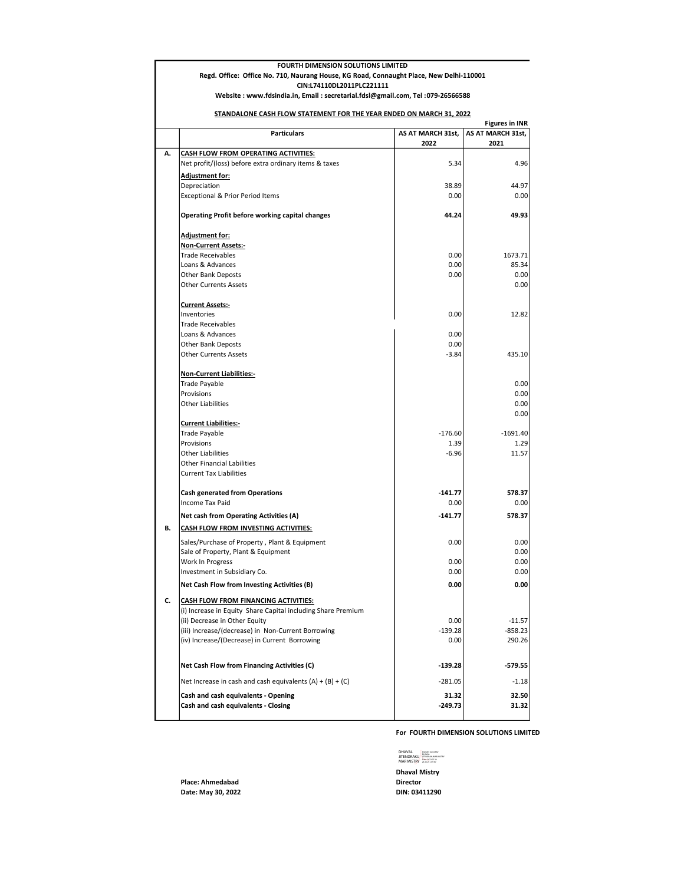**FOURTH DIMENSION SOLUTIONS LIMITED**

**Regd. Office: Office No. 710, Naurang House, KG Road, Connaught Place, New Delhi-110001**

**CIN:L74110DL2011PLC221111**

**Website : www.fdsindia.in, Email : secretarial.fdsl@gmail.com, Tel :079-26566588**

**STANDALONE CASH FLOW STATEMENT FOR THE YEAR ENDED ON MARCH 31, 2022**

**Figures in INR**

| | Particulars | AS AT MARCH 31st, 2022 | AS AT MARCH 31st, 2021 |
|---|---|---|---|
| **A.** | **CASH FLOW FROM OPERATING ACTIVITIES:** | | |
| | Net profit/(loss) before extra ordinary items & taxes | 5.34 | 4.96 |
| | **Adjustment for:** | | |
| | Depreciation | 38.89 | 44.97 |
| | Exceptional & Prior Period Items | 0.00 | 0.00 |
| | **Operating Profit before working capital changes** | **44.24** | **49.93** |
| | **Adjustment for:** | | |
| | **Non-Current Assets:-** | | |
| | Trade Receivables | 0.00 | 1673.71 |
| | Loans & Advances | 0.00 | 85.34 |
| | Other Bank Deposts | 0.00 | 0.00 |
| | Other Currents Assets | | 0.00 |
| | **Current Assets:-** | | |
| | Inventories | 0.00 | 12.82 |
| | Trade Receivables | | |
| | Loans & Advances | 0.00 | |
| | Other Bank Deposts | 0.00 | |
| | Other Currents Assets | -3.84 | 435.10 |
| | **Non-Current Liabilities:-** | | |
| | Trade Payable | | 0.00 |
| | Provisions | | 0.00 |
| | Other Liabilities | | 0.00 |
| | | | 0.00 |
| | **Current Liabilities:-** | | |
| | Trade Payable | -176.60 | -1691.40 |
| | Provisions | 1.39 | 1.29 |
| | Other Liabilities | -6.96 | 11.57 |
| | Other Financial Labilities | | |
| | Current Tax Liabilities | | |
| | **Cash generated from Operations** | **-141.77** | **578.37** |
| | Income Tax Paid | 0.00 | 0.00 |
| | **Net cash from Operating Activities (A)** | **-141.77** | **578.37** |
| **B.** | **CASH FLOW FROM INVESTING ACTIVITIES:** | | |
| | Sales/Purchase of Property , Plant & Equipment | 0.00 | 0.00 |
| | Sale of Property, Plant & Equipment | | 0.00 |
| | Work In Progress | 0.00 | 0.00 |
| | Investment in Subsidiary Co. | 0.00 | 0.00 |
| | **Net Cash Flow from Investing Activities (B)** | **0.00** | **0.00** |
| **C.** | **CASH FLOW FROM FINANCING ACTIVITIES:** | | |
| | (i) Increase in Equity Share Capital including Share Premium | | |
| | (ii) Decrease in Other Equity | 0.00 | -11.57 |
| | (iii) Increase/(decrease) in Non-Current Borrowing | -139.28 | -858.23 |
| | (iv) Increase/(Decrease) in Current Borrowing | 0.00 | 290.26 |
| | **Net Cash Flow from Financing Activities (C)** | **-139.28** | **-579.55** |
| | Net Increase in cash and cash equivalents (A) + (B) + (C) | -281.05 | -1.18 |
| | **Cash and cash equivalents - Opening** | **31.32** | **32.50** |
| | **Cash and cash equivalents - Closing** | **-249.73** | **31.32** |

**For FOURTH DIMENSION SOLUTIONS LIMITED**

**Dhaval Mistry**
**Director**
**DIN: 03411290**

**Place: Ahmedabad**
**Date: May 30, 2022**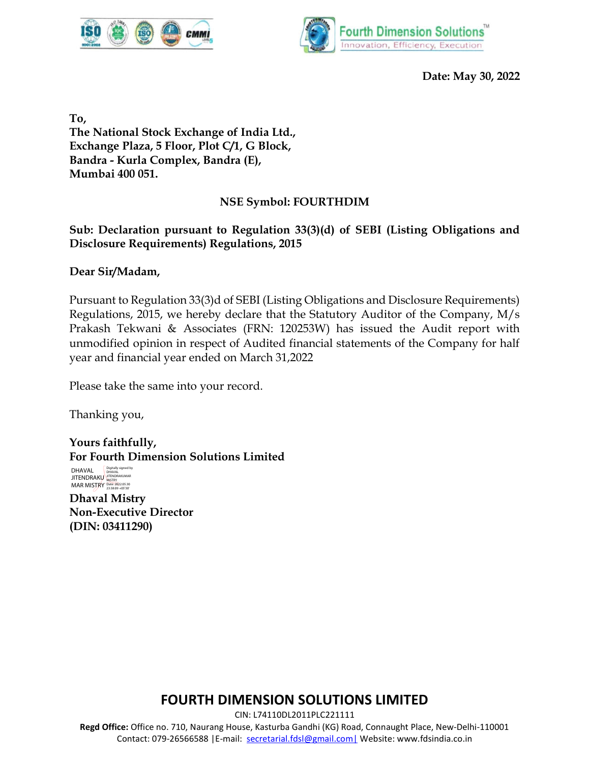Date: May 30, 2022

**To,**
**The National Stock Exchange of India Ltd.,**
**Exchange Plaza, 5 Floor, Plot C/1, G Block,**
**Bandra - Kurla Complex, Bandra (E),**
**Mumbai 400 051.**

**NSE Symbol: FOURTHDIM**

**Sub: Declaration pursuant to Regulation 33(3)(d) of SEBI (Listing Obligations and Disclosure Requirements) Regulations, 2015**

**Dear Sir/Madam,**

Pursuant to Regulation 33(3)d of SEBI (Listing Obligations and Disclosure Requirements) Regulations, 2015, we hereby declare that the Statutory Auditor of the Company, M/s Prakash Tekwani & Associates (FRN: 120253W) has issued the Audit report with unmodified opinion in respect of Audited financial statements of the Company for half year and financial year ended on March 31,2022

Please take the same into your record.

Thanking you,

**Yours faithfully,**
**For Fourth Dimension Solutions Limited**

DHAVAL JITENDRAKUMAR MISTRY — Digitally signed by DHAVAL JITENDRAKUMAR MISTRY Date: 2022.05.30 23:38:09 +05'30'

**Dhaval Mistry**
**Non-Executive Director**
**(DIN: 03411290)**

**FOURTH DIMENSION SOLUTIONS LIMITED**
CIN: L74110DL2011PLC221111
**Regd Office:** Office no. 710, Naurang House, Kasturba Gandhi (KG) Road, Connaught Place, New-Delhi-110001
Contact: 079-26566588 |E-mail: secretarial.fdsl@gmail.com| Website: www.fdsindia.co.in